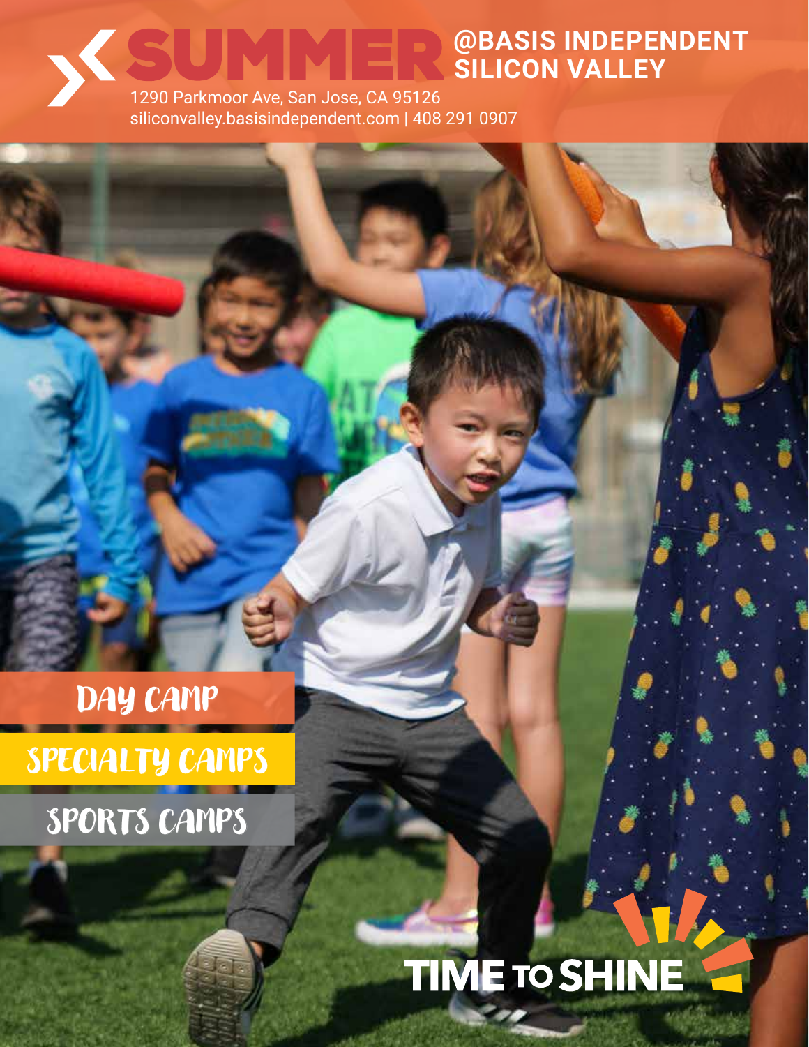# SUMMER @BASIS INDEPENDENT SILICON VALLEY

1290 Parkmoor Ave, San Jose, CA 95126
siliconvalley.basisindependent.com | 408 291 0907

DAY CAMP

SPECIALTY CAMPS

SPORTS CAMPS

TIME TO SHINE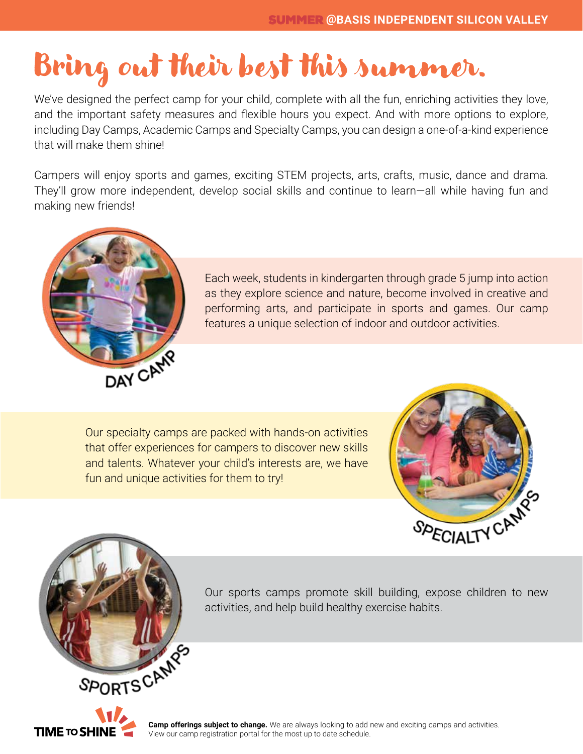# Bring out their best this summer.

We've designed the perfect camp for your child, complete with all the fun, enriching activities they love, and the important safety measures and flexible hours you expect. And with more options to explore, including Day Camps, Academic Camps and Specialty Camps, you can design a one-of-a-kind experience that will make them shine!

Campers will enjoy sports and games, exciting STEM projects, arts, crafts, music, dance and drama. They'll grow more independent, develop social skills and continue to learn—all while having fun and making new friends!

## DAY CAMP

Each week, students in kindergarten through grade 5 jump into action as they explore science and nature, become involved in creative and performing arts, and participate in sports and games. Our camp features a unique selection of indoor and outdoor activities.

## SPECIALTY CAMPS

Our specialty camps are packed with hands-on activities that offer experiences for campers to discover new skills and talents. Whatever your child's interests are, we have fun and unique activities for them to try!

## SPORTS CAMPS

Our sports camps promote skill building, expose children to new activities, and help build healthy exercise habits.

TIME TO SHINE

**Camp offerings subject to change.** We are always looking to add new and exciting camps and activities. View our camp registration portal for the most up to date schedule.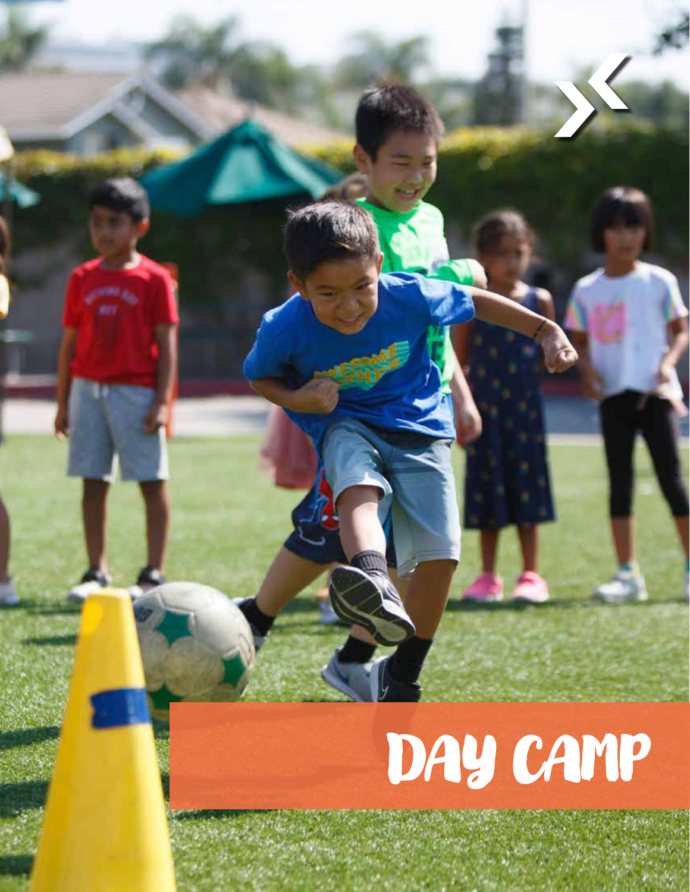# DAY CAMP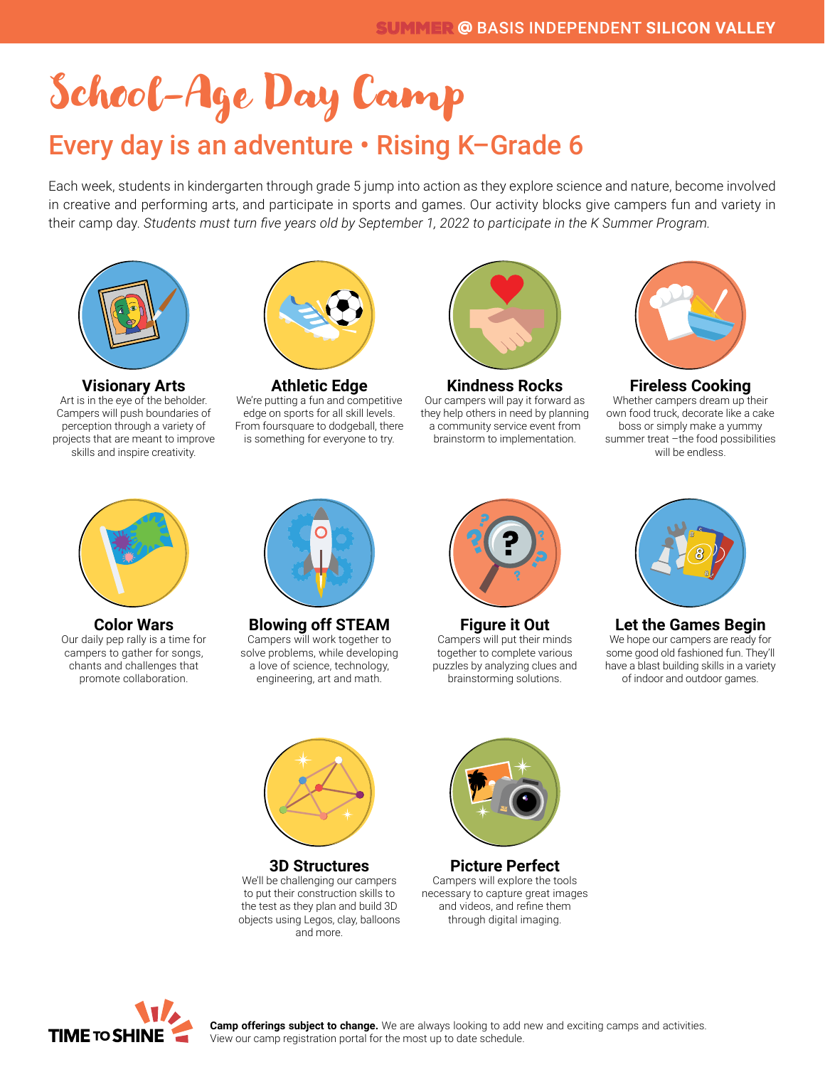# School-Age Day Camp

## Every day is an adventure • Rising K–Grade 6

Each week, students in kindergarten through grade 5 jump into action as they explore science and nature, become involved in creative and performing arts, and participate in sports and games. Our activity blocks give campers fun and variety in their camp day. *Students must turn five years old by September 1, 2022 to participate in the K Summer Program.*

### Visionary Arts

Art is in the eye of the beholder. Campers will push boundaries of perception through a variety of projects that are meant to improve skills and inspire creativity.

### Athletic Edge

We're putting a fun and competitive edge on sports for all skill levels. From foursquare to dodgeball, there is something for everyone to try.

### Kindness Rocks

Our campers will pay it forward as they help others in need by planning a community service event from brainstorm to implementation.

### Fireless Cooking

Whether campers dream up their own food truck, decorate like a cake boss or simply make a yummy summer treat –the food possibilities will be endless.

### Color Wars

Our daily pep rally is a time for campers to gather for songs, chants and challenges that promote collaboration.

### Blowing off STEAM

Campers will work together to solve problems, while developing a love of science, technology, engineering, art and math.

### Figure it Out

Campers will put their minds together to complete various puzzles by analyzing clues and brainstorming solutions.

### Let the Games Begin

We hope our campers are ready for some good old fashioned fun. They'll have a blast building skills in a variety of indoor and outdoor games.

### 3D Structures

We'll be challenging our campers to put their construction skills to the test as they plan and build 3D objects using Legos, clay, balloons and more.

### Picture Perfect

Campers will explore the tools necessary to capture great images and videos, and refine them through digital imaging.

**Camp offerings subject to change.** We are always looking to add new and exciting camps and activities. View our camp registration portal for the most up to date schedule.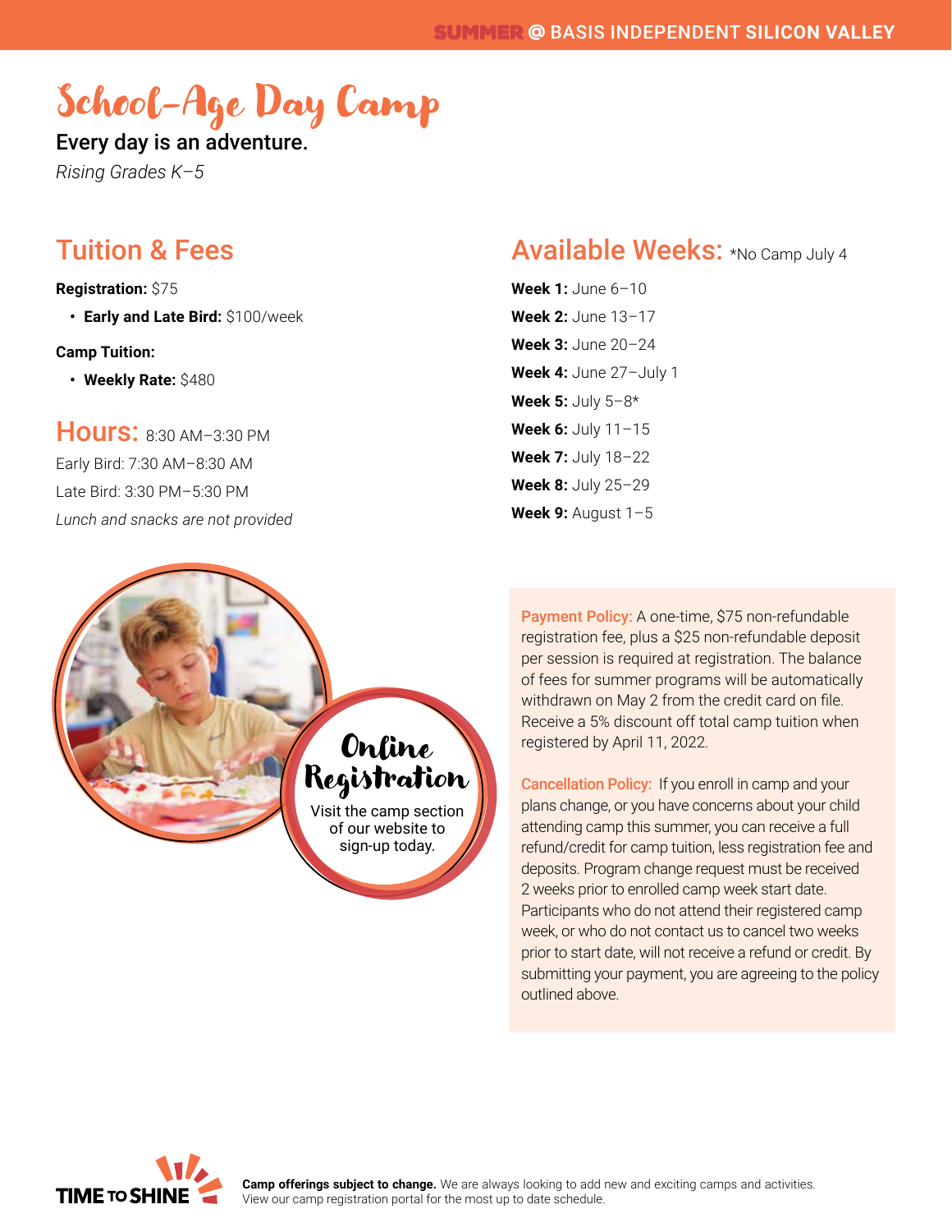# School-Age Day Camp

**Every day is an adventure.**

*Rising Grades K–5*

## Tuition & Fees

**Registration:** $75

- **Early and Late Bird:** $100/week

**Camp Tuition:**

- **Weekly Rate:** $480

## Hours: 8:30 AM–3:30 PM

Early Bird: 7:30 AM–8:30 AM

Late Bird: 3:30 PM–5:30 PM

*Lunch and snacks are not provided*

## Available Weeks: *No Camp July 4

**Week 1:** June 6–10

**Week 2:** June 13–17

**Week 3:** June 20–24

**Week 4:** June 27–July 1

**Week 5:** July 5–8*

**Week 6:** July 11–15

**Week 7:** July 18–22

**Week 8:** July 25–29

**Week 9:** August 1–5

### Online Registration

Visit the camp section of our website to sign-up today.

**Payment Policy:** A one-time, $75 non-refundable registration fee, plus a $25 non-refundable deposit per session is required at registration. The balance of fees for summer programs will be automatically withdrawn on May 2 from the credit card on file. Receive a 5% discount off total camp tuition when registered by April 11, 2022.

**Cancellation Policy:** If you enroll in camp and your plans change, or you have concerns about your child attending camp this summer, you can receive a full refund/credit for camp tuition, less registration fee and deposits. Program change request must be received 2 weeks prior to enrolled camp week start date. Participants who do not attend their registered camp week, or who do not contact us to cancel two weeks prior to start date, will not receive a refund or credit. By submitting your payment, you are agreeing to the policy outlined above.

**Camp offerings subject to change.** We are always looking to add new and exciting camps and activities. View our camp registration portal for the most up to date schedule.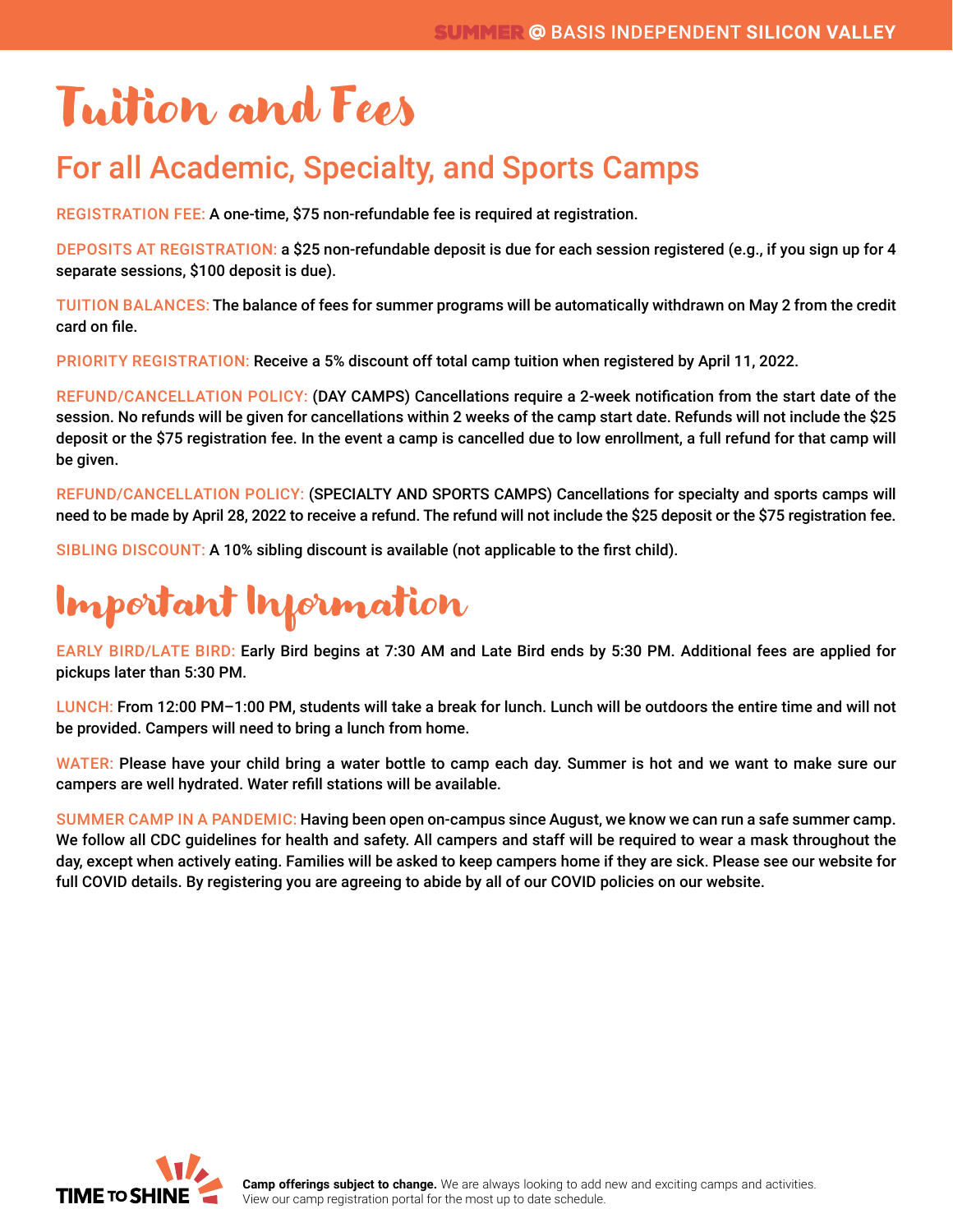# Tuition and Fees

## For all Academic, Specialty, and Sports Camps

REGISTRATION FEE: A one-time, $75 non-refundable fee is required at registration.

DEPOSITS AT REGISTRATION: a $25 non-refundable deposit is due for each session registered (e.g., if you sign up for 4 separate sessions, $100 deposit is due).

TUITION BALANCES: The balance of fees for summer programs will be automatically withdrawn on May 2 from the credit card on file.

PRIORITY REGISTRATION: Receive a 5% discount off total camp tuition when registered by April 11, 2022.

REFUND/CANCELLATION POLICY: (DAY CAMPS) Cancellations require a 2-week notification from the start date of the session. No refunds will be given for cancellations within 2 weeks of the camp start date. Refunds will not include the $25 deposit or the $75 registration fee. In the event a camp is cancelled due to low enrollment, a full refund for that camp will be given.

REFUND/CANCELLATION POLICY: (SPECIALTY AND SPORTS CAMPS) Cancellations for specialty and sports camps will need to be made by April 28, 2022 to receive a refund. The refund will not include the $25 deposit or the $75 registration fee.

SIBLING DISCOUNT: A 10% sibling discount is available (not applicable to the first child).

# Important Information

EARLY BIRD/LATE BIRD: Early Bird begins at 7:30 AM and Late Bird ends by 5:30 PM. Additional fees are applied for pickups later than 5:30 PM.

LUNCH: From 12:00 PM–1:00 PM, students will take a break for lunch. Lunch will be outdoors the entire time and will not be provided. Campers will need to bring a lunch from home.

WATER: Please have your child bring a water bottle to camp each day. Summer is hot and we want to make sure our campers are well hydrated. Water refill stations will be available.

SUMMER CAMP IN A PANDEMIC: Having been open on-campus since August, we know we can run a safe summer camp. We follow all CDC guidelines for health and safety. All campers and staff will be required to wear a mask throughout the day, except when actively eating. Families will be asked to keep campers home if they are sick. Please see our website for full COVID details. By registering you are agreeing to abide by all of our COVID policies on our website.

**Camp offerings subject to change.** We are always looking to add new and exciting camps and activities. View our camp registration portal for the most up to date schedule.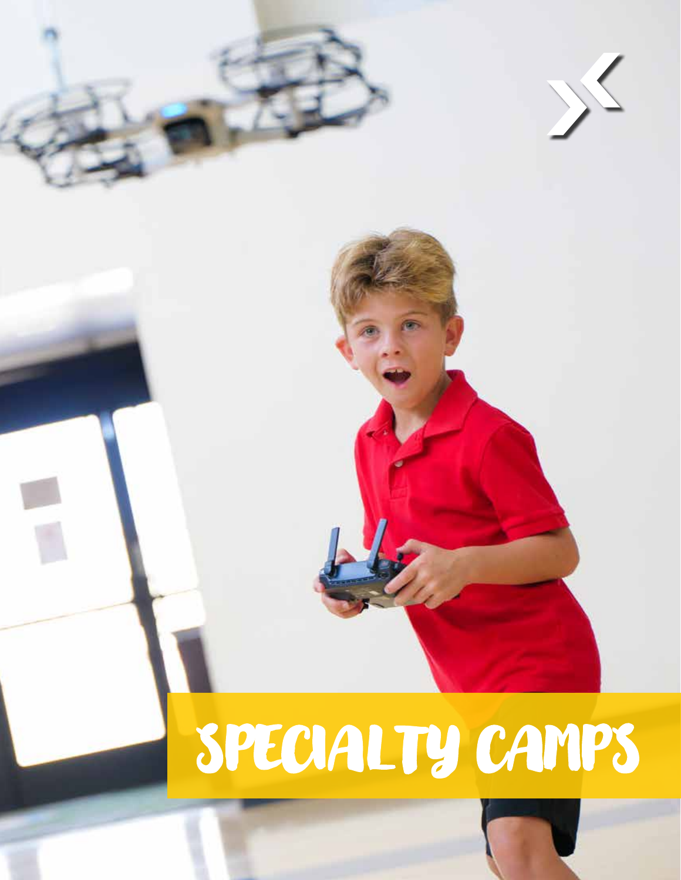# SPECIALTY CAMPS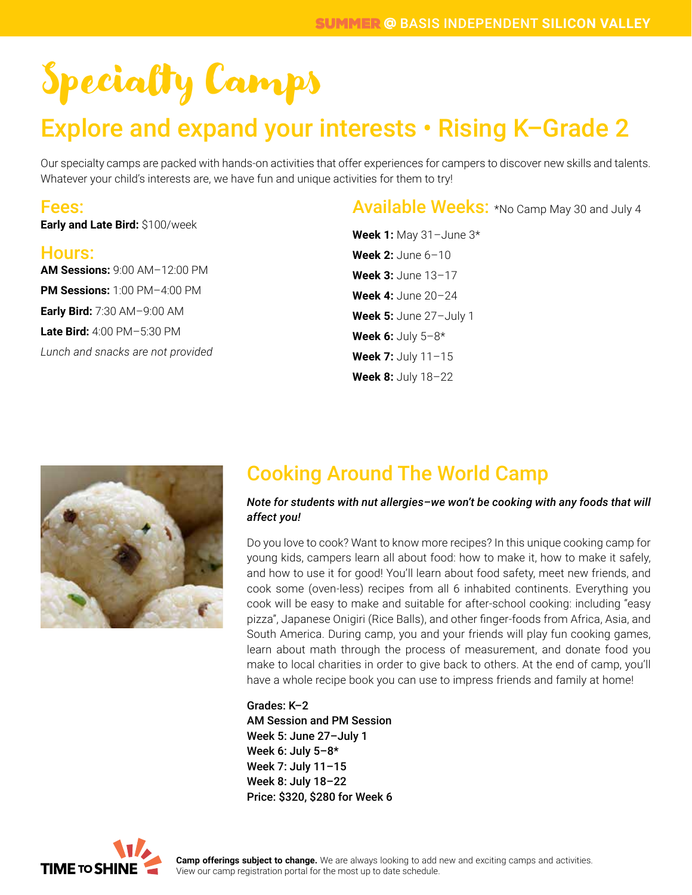# Specialty Camps

## Explore and expand your interests • Rising K–Grade 2

Our specialty camps are packed with hands-on activities that offer experiences for campers to discover new skills and talents. Whatever your child's interests are, we have fun and unique activities for them to try!

### Fees:

**Early and Late Bird:** $100/week

### Hours:

**AM Sessions:** 9:00 AM–12:00 PM

**PM Sessions:** 1:00 PM–4:00 PM

**Early Bird:** 7:30 AM–9:00 AM

**Late Bird:** 4:00 PM–5:30 PM

*Lunch and snacks are not provided*

### Available Weeks: *No Camp May 30 and July 4

**Week 1:** May 31–June 3*

**Week 2:** June 6–10

**Week 3:** June 13–17

**Week 4:** June 20–24

**Week 5:** June 27–July 1

**Week 6:** July 5–8*

**Week 7:** July 11–15

**Week 8:** July 18–22

## Cooking Around The World Camp

***Note for students with nut allergies–we won't be cooking with any foods that will affect you!***

Do you love to cook? Want to know more recipes? In this unique cooking camp for young kids, campers learn all about food: how to make it, how to make it safely, and how to use it for good! You'll learn about food safety, meet new friends, and cook some (oven-less) recipes from all 6 inhabited continents. Everything you cook will be easy to make and suitable for after-school cooking: including "easy pizza", Japanese Onigiri (Rice Balls), and other finger-foods from Africa, Asia, and South America. During camp, you and your friends will play fun cooking games, learn about math through the process of measurement, and donate food you make to local charities in order to give back to others. At the end of camp, you'll have a whole recipe book you can use to impress friends and family at home!

**Grades: K–2**
**AM Session and PM Session**
**Week 5: June 27–July 1**
**Week 6: July 5–8***
**Week 7: July 11–15**
**Week 8: July 18–22**
**Price: $320, $280 for Week 6**

**Camp offerings subject to change.** We are always looking to add new and exciting camps and activities. View our camp registration portal for the most up to date schedule.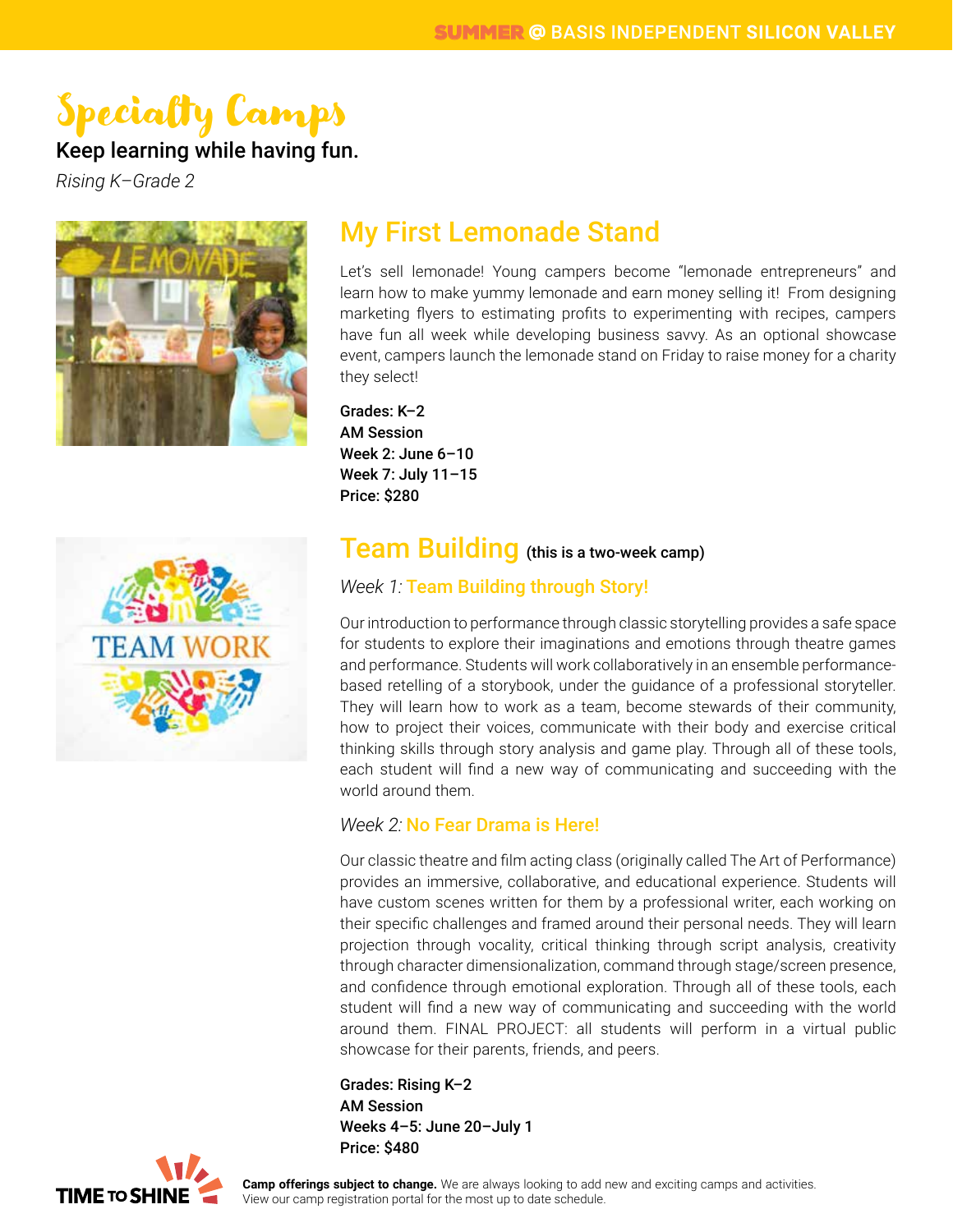# Specialty Camps

**Keep learning while having fun.**

*Rising K–Grade 2*

## My First Lemonade Stand

Let's sell lemonade! Young campers become "lemonade entrepreneurs" and learn how to make yummy lemonade and earn money selling it! From designing marketing flyers to estimating profits to experimenting with recipes, campers have fun all week while developing business savvy. As an optional showcase event, campers launch the lemonade stand on Friday to raise money for a charity they select!

**Grades: K–2**
**AM Session**
**Week 2: June 6–10**
**Week 7: July 11–15**
**Price: $280**

## Team Building (this is a two-week camp)

### *Week 1:* Team Building through Story!

Our introduction to performance through classic storytelling provides a safe space for students to explore their imaginations and emotions through theatre games and performance. Students will work collaboratively in an ensemble performance-based retelling of a storybook, under the guidance of a professional storyteller. They will learn how to work as a team, become stewards of their community, how to project their voices, communicate with their body and exercise critical thinking skills through story analysis and game play. Through all of these tools, each student will find a new way of communicating and succeeding with the world around them.

### *Week 2:* No Fear Drama is Here!

Our classic theatre and film acting class (originally called The Art of Performance) provides an immersive, collaborative, and educational experience. Students will have custom scenes written for them by a professional writer, each working on their specific challenges and framed around their personal needs. They will learn projection through vocality, critical thinking through script analysis, creativity through character dimensionalization, command through stage/screen presence, and confidence through emotional exploration. Through all of these tools, each student will find a new way of communicating and succeeding with the world around them. FINAL PROJECT: all students will perform in a virtual public showcase for their parents, friends, and peers.

**Grades: Rising K–2**
**AM Session**
**Weeks 4–5: June 20–July 1**
**Price: $480**

**Camp offerings subject to change.** We are always looking to add new and exciting camps and activities. View our camp registration portal for the most up to date schedule.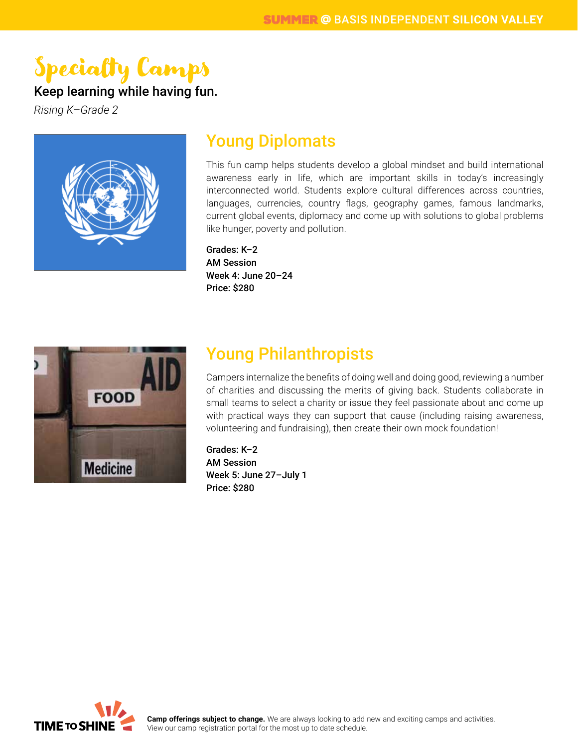# Specialty Camps

**Keep learning while having fun.**

*Rising K–Grade 2*

## Young Diplomats

This fun camp helps students develop a global mindset and build international awareness early in life, which are important skills in today's increasingly interconnected world. Students explore cultural differences across countries, languages, currencies, country flags, geography games, famous landmarks, current global events, diplomacy and come up with solutions to global problems like hunger, poverty and pollution.

**Grades: K–2**
**AM Session**
**Week 4: June 20–24**
**Price: $280**

## Young Philanthropists

Campers internalize the benefits of doing well and doing good, reviewing a number of charities and discussing the merits of giving back. Students collaborate in small teams to select a charity or issue they feel passionate about and come up with practical ways they can support that cause (including raising awareness, volunteering and fundraising), then create their own mock foundation!

**Grades: K–2**
**AM Session**
**Week 5: June 27–July 1**
**Price: $280**

**Camp offerings subject to change.** We are always looking to add new and exciting camps and activities. View our camp registration portal for the most up to date schedule.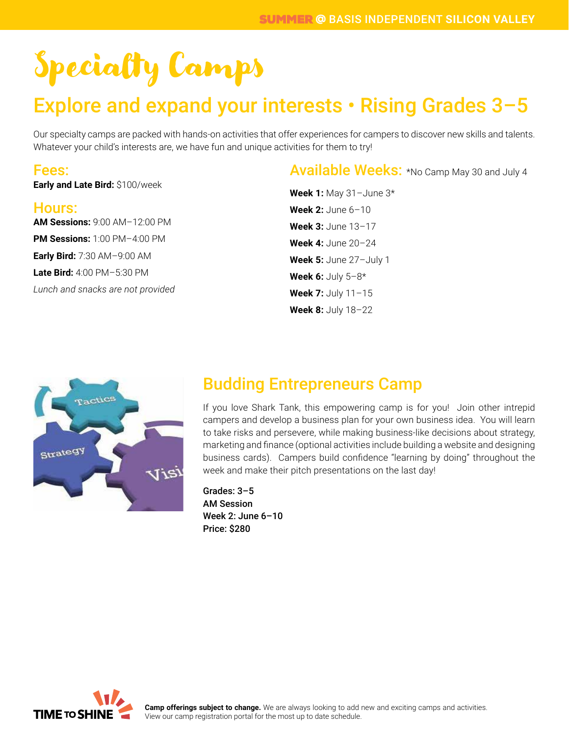# Specialty Camps

## Explore and expand your interests • Rising Grades 3–5

Our specialty camps are packed with hands-on activities that offer experiences for campers to discover new skills and talents. Whatever your child's interests are, we have fun and unique activities for them to try!

### Fees:

**Early and Late Bird:** $100/week

### Hours:

**AM Sessions:** 9:00 AM–12:00 PM

**PM Sessions:** 1:00 PM–4:00 PM

**Early Bird:** 7:30 AM–9:00 AM

**Late Bird:** 4:00 PM–5:30 PM

*Lunch and snacks are not provided*

### Available Weeks: *No Camp May 30 and July 4

**Week 1:** May 31–June 3*

**Week 2:** June 6–10

**Week 3:** June 13–17

**Week 4:** June 20–24

**Week 5:** June 27–July 1

**Week 6:** July 5–8*

**Week 7:** July 11–15

**Week 8:** July 18–22

## Budding Entrepreneurs Camp

If you love Shark Tank, this empowering camp is for you! Join other intrepid campers and develop a business plan for your own business idea. You will learn to take risks and persevere, while making business-like decisions about strategy, marketing and finance (optional activities include building a website and designing business cards). Campers build confidence "learning by doing" throughout the week and make their pitch presentations on the last day!

**Grades: 3–5**
**AM Session**
**Week 2: June 6–10**
**Price: $280**

**Camp offerings subject to change.** We are always looking to add new and exciting camps and activities. View our camp registration portal for the most up to date schedule.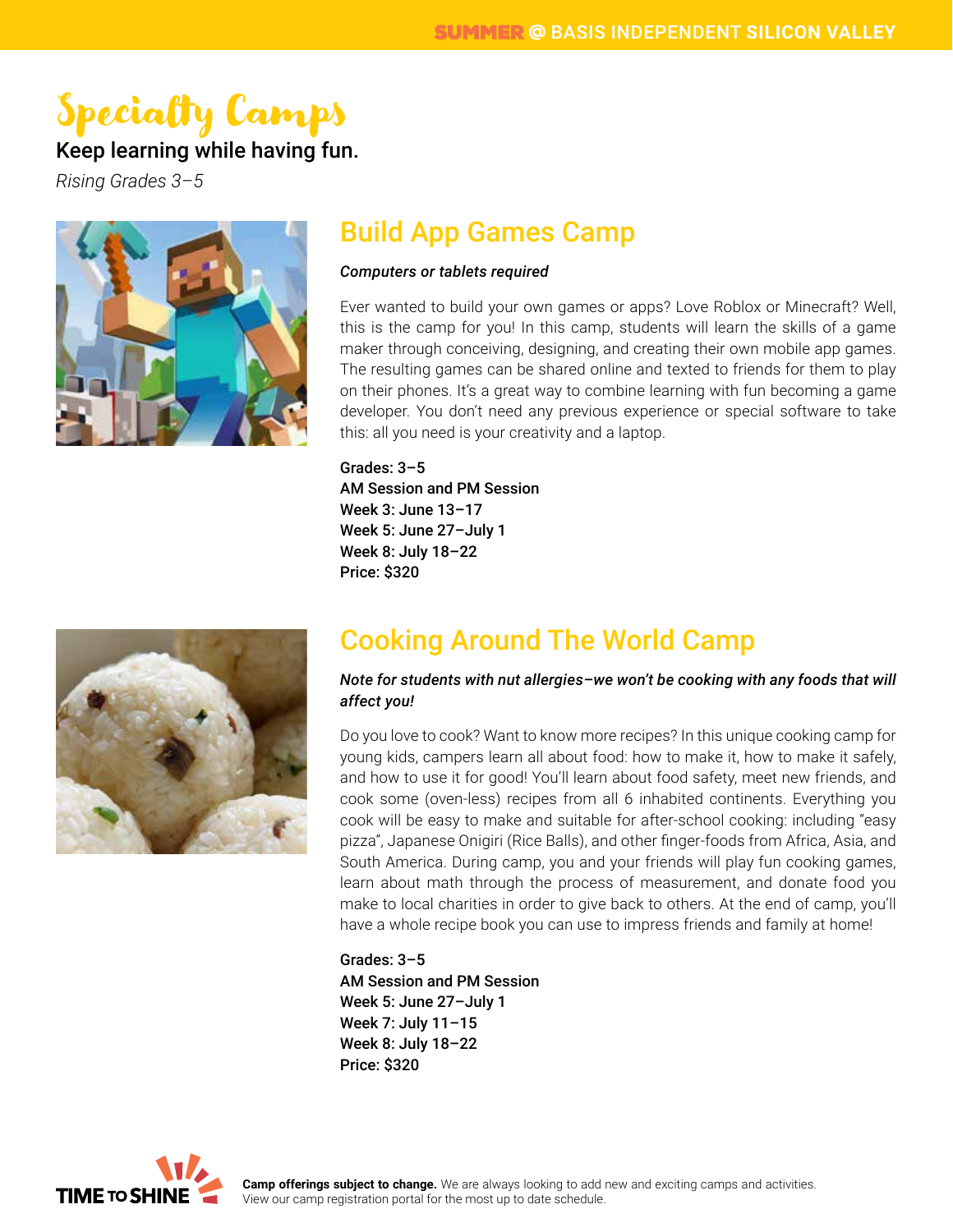# Specialty Camps

**Keep learning while having fun.**

*Rising Grades 3–5*

## Build App Games Camp

***Computers or tablets required***

Ever wanted to build your own games or apps? Love Roblox or Minecraft? Well, this is the camp for you! In this camp, students will learn the skills of a game maker through conceiving, designing, and creating their own mobile app games. The resulting games can be shared online and texted to friends for them to play on their phones. It's a great way to combine learning with fun becoming a game developer. You don't need any previous experience or special software to take this: all you need is your creativity and a laptop.

**Grades: 3–5**
**AM Session and PM Session**
**Week 3: June 13–17**
**Week 5: June 27–July 1**
**Week 8: July 18–22**
**Price: $320**

## Cooking Around The World Camp

***Note for students with nut allergies–we won't be cooking with any foods that will affect you!***

Do you love to cook? Want to know more recipes? In this unique cooking camp for young kids, campers learn all about food: how to make it, how to make it safely, and how to use it for good! You'll learn about food safety, meet new friends, and cook some (oven-less) recipes from all 6 inhabited continents. Everything you cook will be easy to make and suitable for after-school cooking: including "easy pizza", Japanese Onigiri (Rice Balls), and other finger-foods from Africa, Asia, and South America. During camp, you and your friends will play fun cooking games, learn about math through the process of measurement, and donate food you make to local charities in order to give back to others. At the end of camp, you'll have a whole recipe book you can use to impress friends and family at home!

**Grades: 3–5**
**AM Session and PM Session**
**Week 5: June 27–July 1**
**Week 7: July 11–15**
**Week 8: July 18–22**
**Price: $320**

**Camp offerings subject to change.** We are always looking to add new and exciting camps and activities. View our camp registration portal for the most up to date schedule.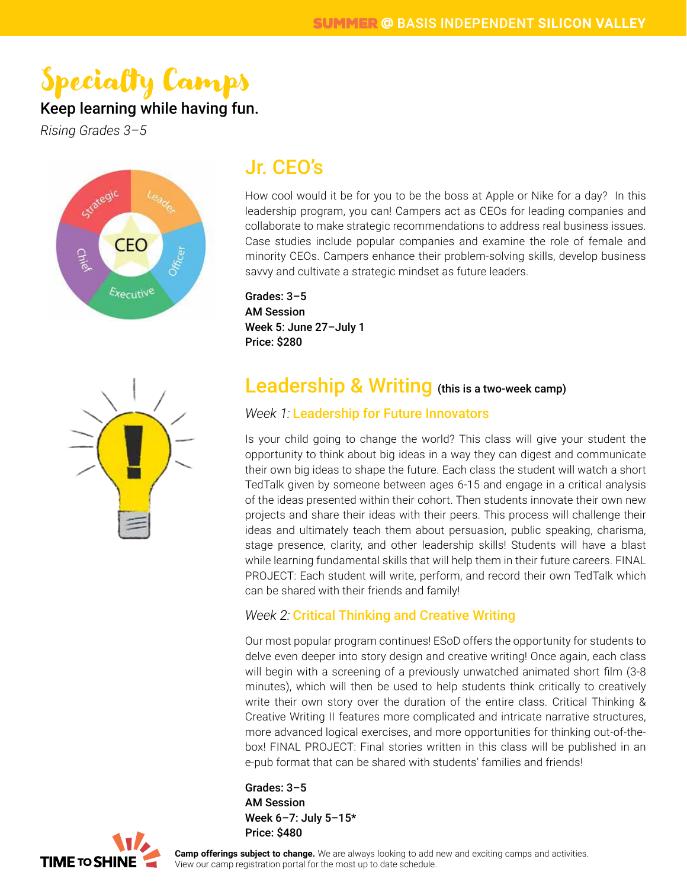# Specialty Camps

**Keep learning while having fun.**

*Rising Grades 3–5*

## Jr. CEO's

How cool would it be for you to be the boss at Apple or Nike for a day? In this leadership program, you can! Campers act as CEOs for leading companies and collaborate to make strategic recommendations to address real business issues. Case studies include popular companies and examine the role of female and minority CEOs. Campers enhance their problem-solving skills, develop business savvy and cultivate a strategic mindset as future leaders.

**Grades: 3–5**
**AM Session**
**Week 5: June 27–July 1**
**Price: $280**

## Leadership & Writing (this is a two-week camp)

### *Week 1:* Leadership for Future Innovators

Is your child going to change the world? This class will give your student the opportunity to think about big ideas in a way they can digest and communicate their own big ideas to shape the future. Each class the student will watch a short TedTalk given by someone between ages 6-15 and engage in a critical analysis of the ideas presented within their cohort. Then students innovate their own new projects and share their ideas with their peers. This process will challenge their ideas and ultimately teach them about persuasion, public speaking, charisma, stage presence, clarity, and other leadership skills! Students will have a blast while learning fundamental skills that will help them in their future careers. FINAL PROJECT: Each student will write, perform, and record their own TedTalk which can be shared with their friends and family!

### *Week 2:* Critical Thinking and Creative Writing

Our most popular program continues! ESoD offers the opportunity for students to delve even deeper into story design and creative writing! Once again, each class will begin with a screening of a previously unwatched animated short film (3-8 minutes), which will then be used to help students think critically to creatively write their own story over the duration of the entire class. Critical Thinking & Creative Writing II features more complicated and intricate narrative structures, more advanced logical exercises, and more opportunities for thinking out-of-the-box! FINAL PROJECT: Final stories written in this class will be published in an e-pub format that can be shared with students' families and friends!

**Grades: 3–5**
**AM Session**
**Week 6–7: July 5–15***
**Price: $480**

**Camp offerings subject to change.** We are always looking to add new and exciting camps and activities. View our camp registration portal for the most up to date schedule.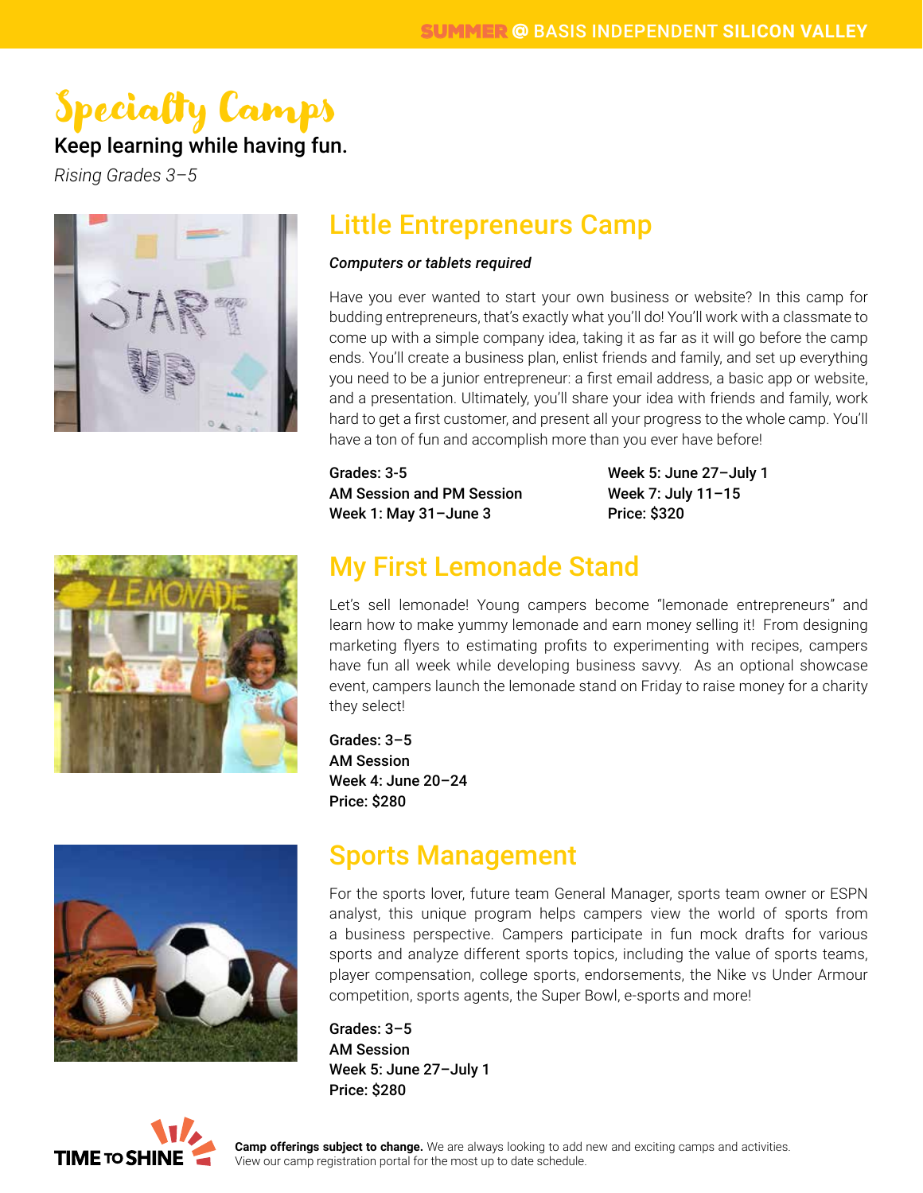# Specialty Camps

**Keep learning while having fun.**

*Rising Grades 3–5*

## Little Entrepreneurs Camp

***Computers or tablets required***

Have you ever wanted to start your own business or website? In this camp for budding entrepreneurs, that's exactly what you'll do! You'll work with a classmate to come up with a simple company idea, taking it as far as it will go before the camp ends. You'll create a business plan, enlist friends and family, and set up everything you need to be a junior entrepreneur: a first email address, a basic app or website, and a presentation. Ultimately, you'll share your idea with friends and family, work hard to get a first customer, and present all your progress to the whole camp. You'll have a ton of fun and accomplish more than you ever have before!

**Grades: 3-5**
**AM Session and PM Session**
**Week 1: May 31–June 3**
**Week 5: June 27–July 1**
**Week 7: July 11–15**
**Price: $320**

## My First Lemonade Stand

Let's sell lemonade! Young campers become "lemonade entrepreneurs" and learn how to make yummy lemonade and earn money selling it! From designing marketing flyers to estimating profits to experimenting with recipes, campers have fun all week while developing business savvy. As an optional showcase event, campers launch the lemonade stand on Friday to raise money for a charity they select!

**Grades: 3–5**
**AM Session**
**Week 4: June 20–24**
**Price: $280**

## Sports Management

For the sports lover, future team General Manager, sports team owner or ESPN analyst, this unique program helps campers view the world of sports from a business perspective. Campers participate in fun mock drafts for various sports and analyze different sports topics, including the value of sports teams, player compensation, college sports, endorsements, the Nike vs Under Armour competition, sports agents, the Super Bowl, e-sports and more!

**Grades: 3–5**
**AM Session**
**Week 5: June 27–July 1**
**Price: $280**

**Camp offerings subject to change.** We are always looking to add new and exciting camps and activities. View our camp registration portal for the most up to date schedule.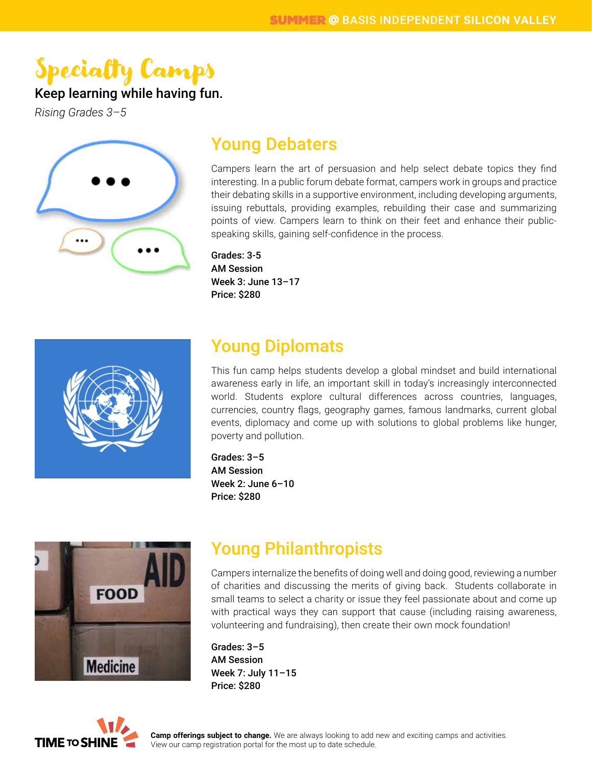# Specialty Camps

**Keep learning while having fun.**

*Rising Grades 3–5*

## Young Debaters

Campers learn the art of persuasion and help select debate topics they find interesting. In a public forum debate format, campers work in groups and practice their debating skills in a supportive environment, including developing arguments, issuing rebuttals, providing examples, rebuilding their case and summarizing points of view. Campers learn to think on their feet and enhance their public-speaking skills, gaining self-confidence in the process.

**Grades: 3-5**
**AM Session**
**Week 3: June 13–17**
**Price: $280**

## Young Diplomats

This fun camp helps students develop a global mindset and build international awareness early in life, an important skill in today's increasingly interconnected world. Students explore cultural differences across countries, languages, currencies, country flags, geography games, famous landmarks, current global events, diplomacy and come up with solutions to global problems like hunger, poverty and pollution.

**Grades: 3–5**
**AM Session**
**Week 2: June 6–10**
**Price: $280**

## Young Philanthropists

Campers internalize the benefits of doing well and doing good, reviewing a number of charities and discussing the merits of giving back. Students collaborate in small teams to select a charity or issue they feel passionate about and come up with practical ways they can support that cause (including raising awareness, volunteering and fundraising), then create their own mock foundation!

**Grades: 3–5**
**AM Session**
**Week 7: July 11–15**
**Price: $280**

TIME TO SHINE

**Camp offerings subject to change.** We are always looking to add new and exciting camps and activities. View our camp registration portal for the most up to date schedule.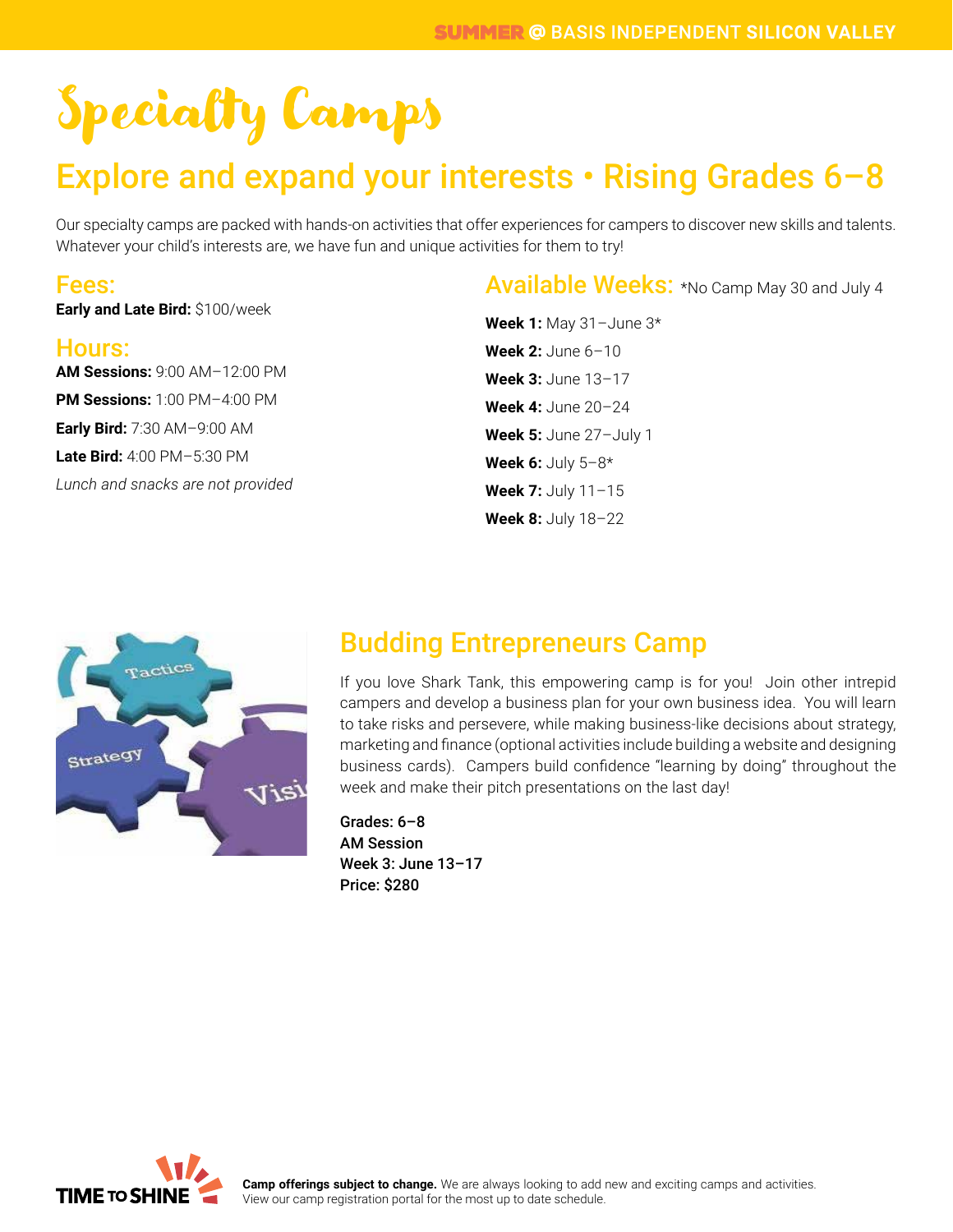# Specialty Camps

## Explore and expand your interests • Rising Grades 6–8

Our specialty camps are packed with hands-on activities that offer experiences for campers to discover new skills and talents. Whatever your child's interests are, we have fun and unique activities for them to try!

### Fees:

**Early and Late Bird:** $100/week

### Hours:

**AM Sessions:** 9:00 AM–12:00 PM

**PM Sessions:** 1:00 PM–4:00 PM

**Early Bird:** 7:30 AM–9:00 AM

**Late Bird:** 4:00 PM–5:30 PM

*Lunch and snacks are not provided*

### Available Weeks: *No Camp May 30 and July 4

**Week 1:** May 31–June 3*

**Week 2:** June 6–10

**Week 3:** June 13–17

**Week 4:** June 20–24

**Week 5:** June 27–July 1

**Week 6:** July 5–8*

**Week 7:** July 11–15

**Week 8:** July 18–22

## Budding Entrepreneurs Camp

If you love Shark Tank, this empowering camp is for you! Join other intrepid campers and develop a business plan for your own business idea. You will learn to take risks and persevere, while making business-like decisions about strategy, marketing and finance (optional activities include building a website and designing business cards). Campers build confidence "learning by doing" throughout the week and make their pitch presentations on the last day!

**Grades: 6–8**
**AM Session**
**Week 3: June 13–17**
**Price: $280**

**Camp offerings subject to change.** We are always looking to add new and exciting camps and activities. View our camp registration portal for the most up to date schedule.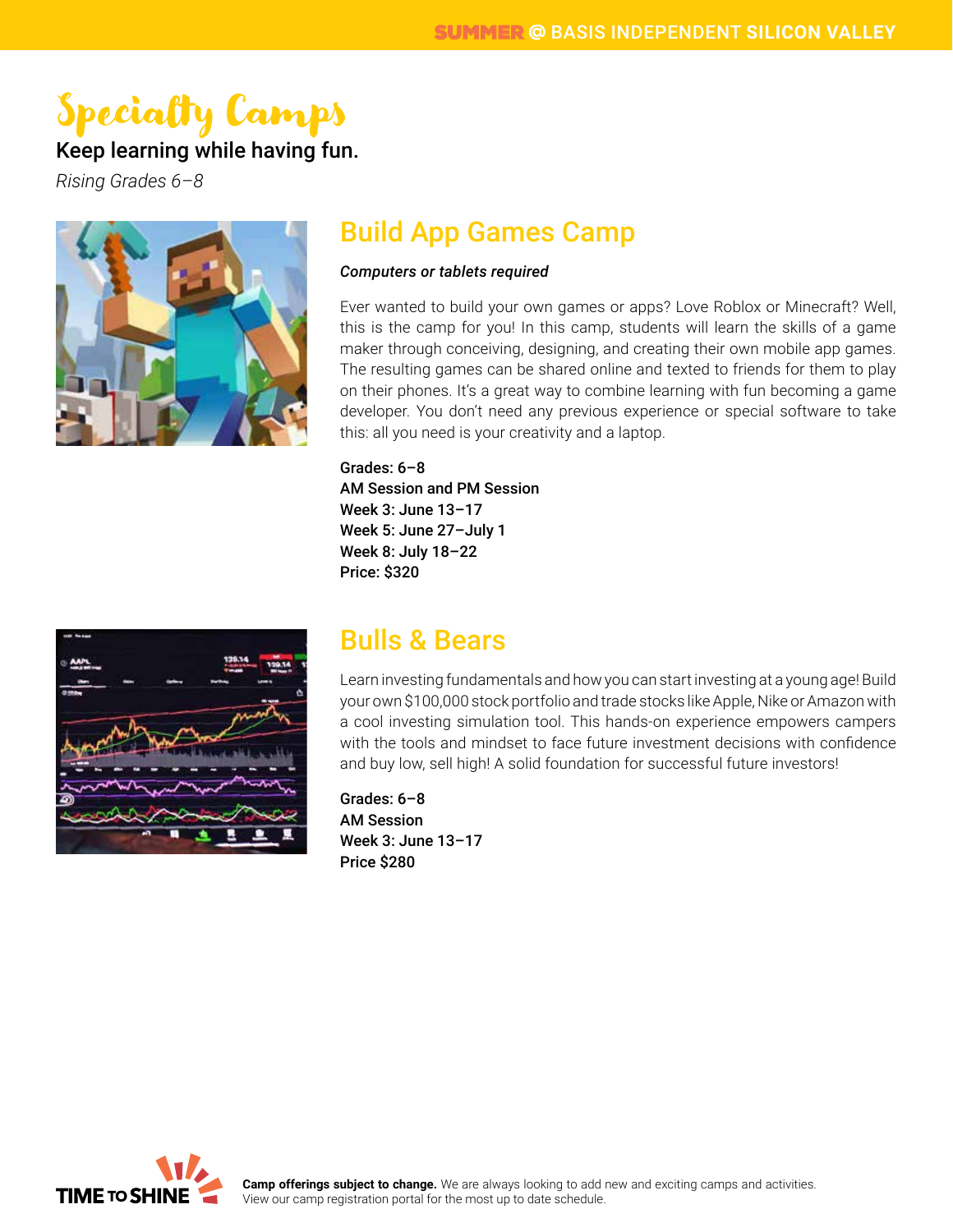# Specialty Camps

**Keep learning while having fun.**

*Rising Grades 6–8*

## Build App Games Camp

***Computers or tablets required***

Ever wanted to build your own games or apps? Love Roblox or Minecraft? Well, this is the camp for you! In this camp, students will learn the skills of a game maker through conceiving, designing, and creating their own mobile app games. The resulting games can be shared online and texted to friends for them to play on their phones. It's a great way to combine learning with fun becoming a game developer. You don't need any previous experience or special software to take this: all you need is your creativity and a laptop.

**Grades: 6–8**
**AM Session and PM Session**
**Week 3: June 13–17**
**Week 5: June 27–July 1**
**Week 8: July 18–22**
**Price: $320**

## Bulls & Bears

Learn investing fundamentals and how you can start investing at a young age! Build your own $100,000 stock portfolio and trade stocks like Apple, Nike or Amazon with a cool investing simulation tool. This hands-on experience empowers campers with the tools and mindset to face future investment decisions with confidence and buy low, sell high! A solid foundation for successful future investors!

**Grades: 6–8**
**AM Session**
**Week 3: June 13–17**
**Price $280**

**Camp offerings subject to change.** We are always looking to add new and exciting camps and activities. View our camp registration portal for the most up to date schedule.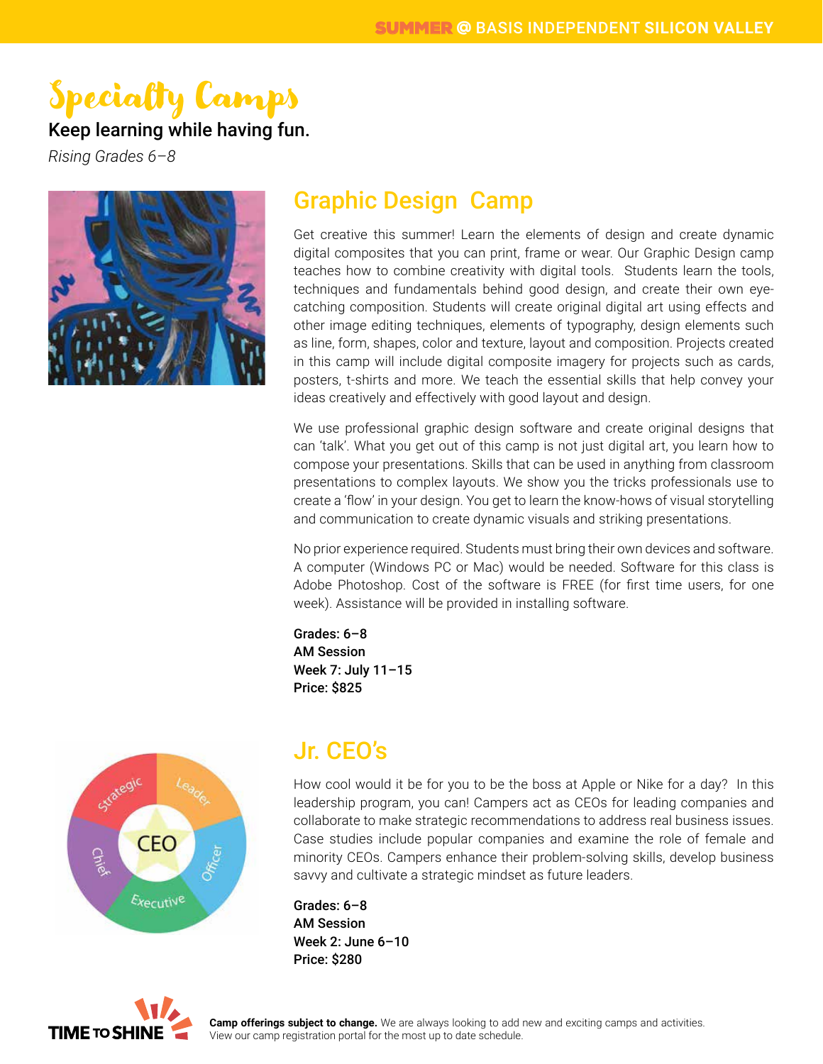# Specialty Camps

**Keep learning while having fun.**

*Rising Grades 6–8*

## Graphic Design Camp

Get creative this summer! Learn the elements of design and create dynamic digital composites that you can print, frame or wear. Our Graphic Design camp teaches how to combine creativity with digital tools. Students learn the tools, techniques and fundamentals behind good design, and create their own eye-catching composition. Students will create original digital art using effects and other image editing techniques, elements of typography, design elements such as line, form, shapes, color and texture, layout and composition. Projects created in this camp will include digital composite imagery for projects such as cards, posters, t-shirts and more. We teach the essential skills that help convey your ideas creatively and effectively with good layout and design.

We use professional graphic design software and create original designs that can 'talk'. What you get out of this camp is not just digital art, you learn how to compose your presentations. Skills that can be used in anything from classroom presentations to complex layouts. We show you the tricks professionals use to create a 'flow' in your design. You get to learn the know-hows of visual storytelling and communication to create dynamic visuals and striking presentations.

No prior experience required. Students must bring their own devices and software. A computer (Windows PC or Mac) would be needed. Software for this class is Adobe Photoshop. Cost of the software is FREE (for first time users, for one week). Assistance will be provided in installing software.

**Grades: 6–8**
**AM Session**
**Week 7: July 11–15**
**Price: $825**

## Jr. CEO's

How cool would it be for you to be the boss at Apple or Nike for a day? In this leadership program, you can! Campers act as CEOs for leading companies and collaborate to make strategic recommendations to address real business issues. Case studies include popular companies and examine the role of female and minority CEOs. Campers enhance their problem-solving skills, develop business savvy and cultivate a strategic mindset as future leaders.

**Grades: 6–8**
**AM Session**
**Week 2: June 6–10**
**Price: $280**

**Camp offerings subject to change.** We are always looking to add new and exciting camps and activities. View our camp registration portal for the most up to date schedule.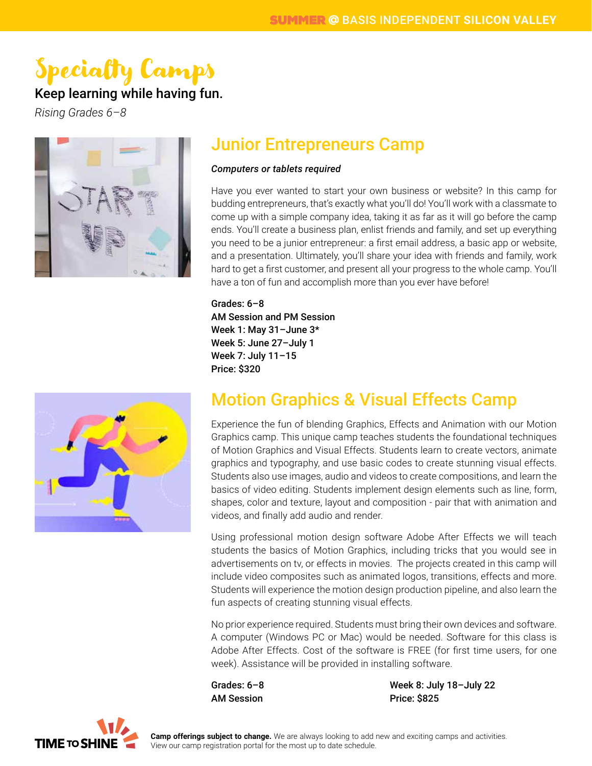# Specialty Camps

**Keep learning while having fun.**

*Rising Grades 6–8*

## Junior Entrepreneurs Camp

***Computers or tablets required***

Have you ever wanted to start your own business or website? In this camp for budding entrepreneurs, that's exactly what you'll do! You'll work with a classmate to come up with a simple company idea, taking it as far as it will go before the camp ends. You'll create a business plan, enlist friends and family, and set up everything you need to be a junior entrepreneur: a first email address, a basic app or website, and a presentation. Ultimately, you'll share your idea with friends and family, work hard to get a first customer, and present all your progress to the whole camp. You'll have a ton of fun and accomplish more than you ever have before!

**Grades: 6–8**
**AM Session and PM Session**
**Week 1: May 31–June 3***
**Week 5: June 27–July 1**
**Week 7: July 11–15**
**Price: $320**

## Motion Graphics & Visual Effects Camp

Experience the fun of blending Graphics, Effects and Animation with our Motion Graphics camp. This unique camp teaches students the foundational techniques of Motion Graphics and Visual Effects. Students learn to create vectors, animate graphics and typography, and use basic codes to create stunning visual effects. Students also use images, audio and videos to create compositions, and learn the basics of video editing. Students implement design elements such as line, form, shapes, color and texture, layout and composition - pair that with animation and videos, and finally add audio and render.

Using professional motion design software Adobe After Effects we will teach students the basics of Motion Graphics, including tricks that you would see in advertisements on tv, or effects in movies. The projects created in this camp will include video composites such as animated logos, transitions, effects and more. Students will experience the motion design production pipeline, and also learn the fun aspects of creating stunning visual effects.

No prior experience required. Students must bring their own devices and software. A computer (Windows PC or Mac) would be needed. Software for this class is Adobe After Effects. Cost of the software is FREE (for first time users, for one week). Assistance will be provided in installing software.

**Grades: 6–8**
**AM Session**
**Week 8: July 18–July 22**
**Price: $825**

**Camp offerings subject to change.** We are always looking to add new and exciting camps and activities. View our camp registration portal for the most up to date schedule.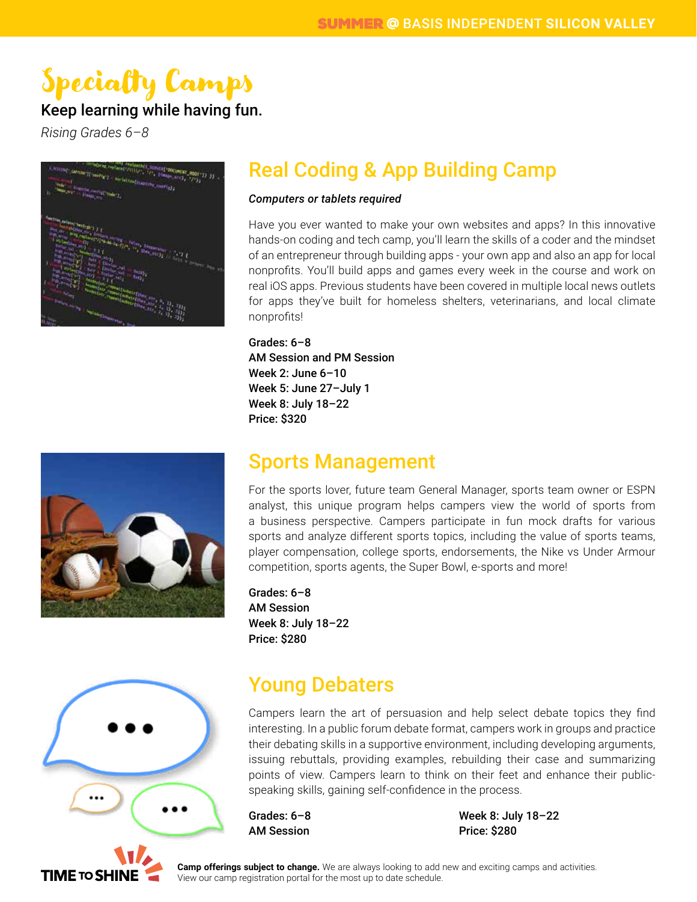# Specialty Camps

**Keep learning while having fun.**

*Rising Grades 6–8*

## Real Coding & App Building Camp

***Computers or tablets required***

Have you ever wanted to make your own websites and apps? In this innovative hands-on coding and tech camp, you'll learn the skills of a coder and the mindset of an entrepreneur through building apps - your own app and also an app for local nonprofits. You'll build apps and games every week in the course and work on real iOS apps. Previous students have been covered in multiple local news outlets for apps they've built for homeless shelters, veterinarians, and local climate nonprofits!

**Grades: 6–8**
**AM Session and PM Session**
**Week 2: June 6–10**
**Week 5: June 27–July 1**
**Week 8: July 18–22**
**Price: $320**

## Sports Management

For the sports lover, future team General Manager, sports team owner or ESPN analyst, this unique program helps campers view the world of sports from a business perspective. Campers participate in fun mock drafts for various sports and analyze different sports topics, including the value of sports teams, player compensation, college sports, endorsements, the Nike vs Under Armour competition, sports agents, the Super Bowl, e-sports and more!

**Grades: 6–8**
**AM Session**
**Week 8: July 18–22**
**Price: $280**

## Young Debaters

Campers learn the art of persuasion and help select debate topics they find interesting. In a public forum debate format, campers work in groups and practice their debating skills in a supportive environment, including developing arguments, issuing rebuttals, providing examples, rebuilding their case and summarizing points of view. Campers learn to think on their feet and enhance their public-speaking skills, gaining self-confidence in the process.

**Grades: 6–8**
**AM Session**
**Week 8: July 18–22**
**Price: $280**

**Camp offerings subject to change.** We are always looking to add new and exciting camps and activities. View our camp registration portal for the most up to date schedule.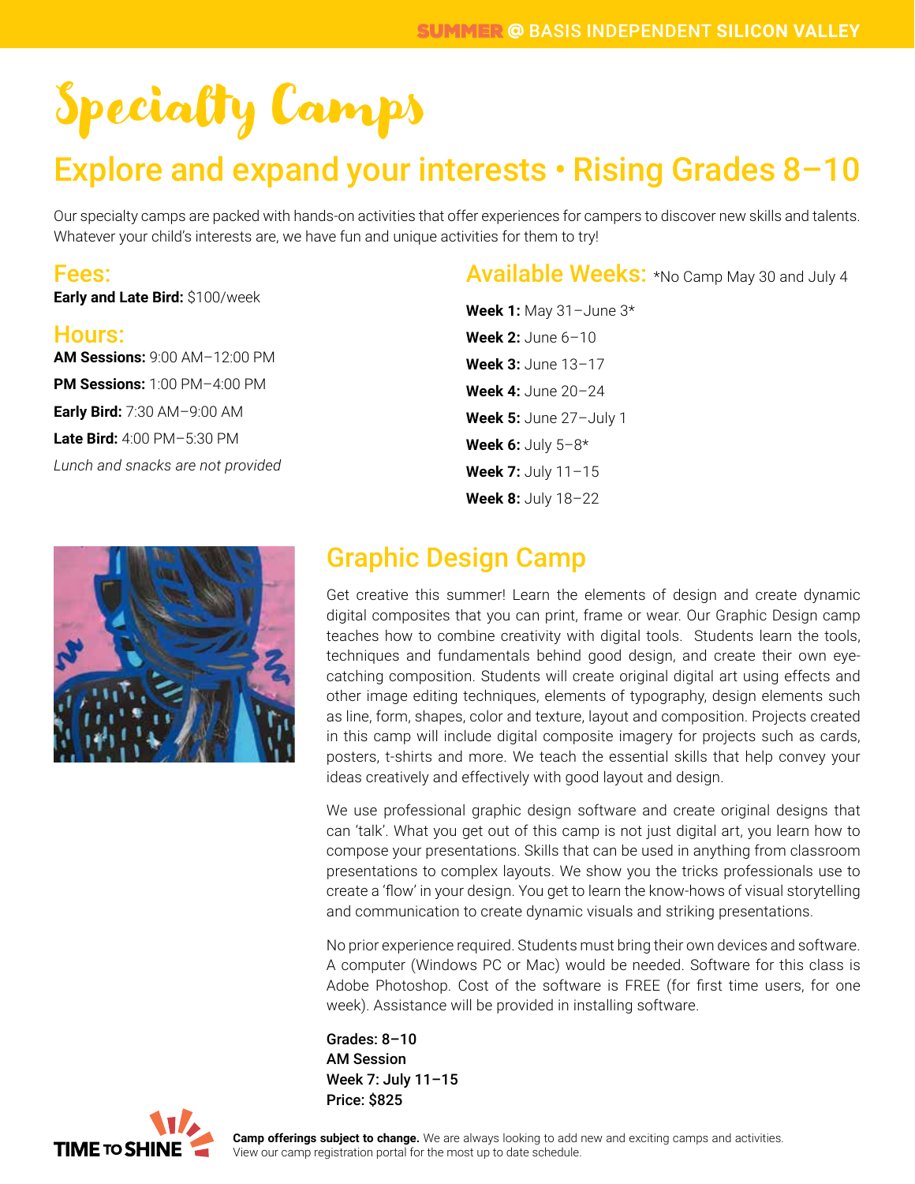# Specialty Camps

## Explore and expand your interests • Rising Grades 8–10

Our specialty camps are packed with hands-on activities that offer experiences for campers to discover new skills and talents. Whatever your child's interests are, we have fun and unique activities for them to try!

### Fees:

**Early and Late Bird:** $100/week

### Hours:

**AM Sessions:** 9:00 AM–12:00 PM

**PM Sessions:** 1:00 PM–4:00 PM

**Early Bird:** 7:30 AM–9:00 AM

**Late Bird:** 4:00 PM–5:30 PM

*Lunch and snacks are not provided*

### Available Weeks: *No Camp May 30 and July 4

**Week 1:** May 31–June 3*

**Week 2:** June 6–10

**Week 3:** June 13–17

**Week 4:** June 20–24

**Week 5:** June 27–July 1

**Week 6:** July 5–8*

**Week 7:** July 11–15

**Week 8:** July 18–22

## Graphic Design Camp

Get creative this summer! Learn the elements of design and create dynamic digital composites that you can print, frame or wear. Our Graphic Design camp teaches how to combine creativity with digital tools. Students learn the tools, techniques and fundamentals behind good design, and create their own eye-catching composition. Students will create original digital art using effects and other image editing techniques, elements of typography, design elements such as line, form, shapes, color and texture, layout and composition. Projects created in this camp will include digital composite imagery for projects such as cards, posters, t-shirts and more. We teach the essential skills that help convey your ideas creatively and effectively with good layout and design.

We use professional graphic design software and create original designs that can 'talk'. What you get out of this camp is not just digital art, you learn how to compose your presentations. Skills that can be used in anything from classroom presentations to complex layouts. We show you the tricks professionals use to create a 'flow' in your design. You get to learn the know-hows of visual storytelling and communication to create dynamic visuals and striking presentations.

No prior experience required. Students must bring their own devices and software. A computer (Windows PC or Mac) would be needed. Software for this class is Adobe Photoshop. Cost of the software is FREE (for first time users, for one week). Assistance will be provided in installing software.

**Grades: 8–10**
**AM Session**
**Week 7: July 11–15**
**Price: $825**

**Camp offerings subject to change.** We are always looking to add new and exciting camps and activities. View our camp registration portal for the most up to date schedule.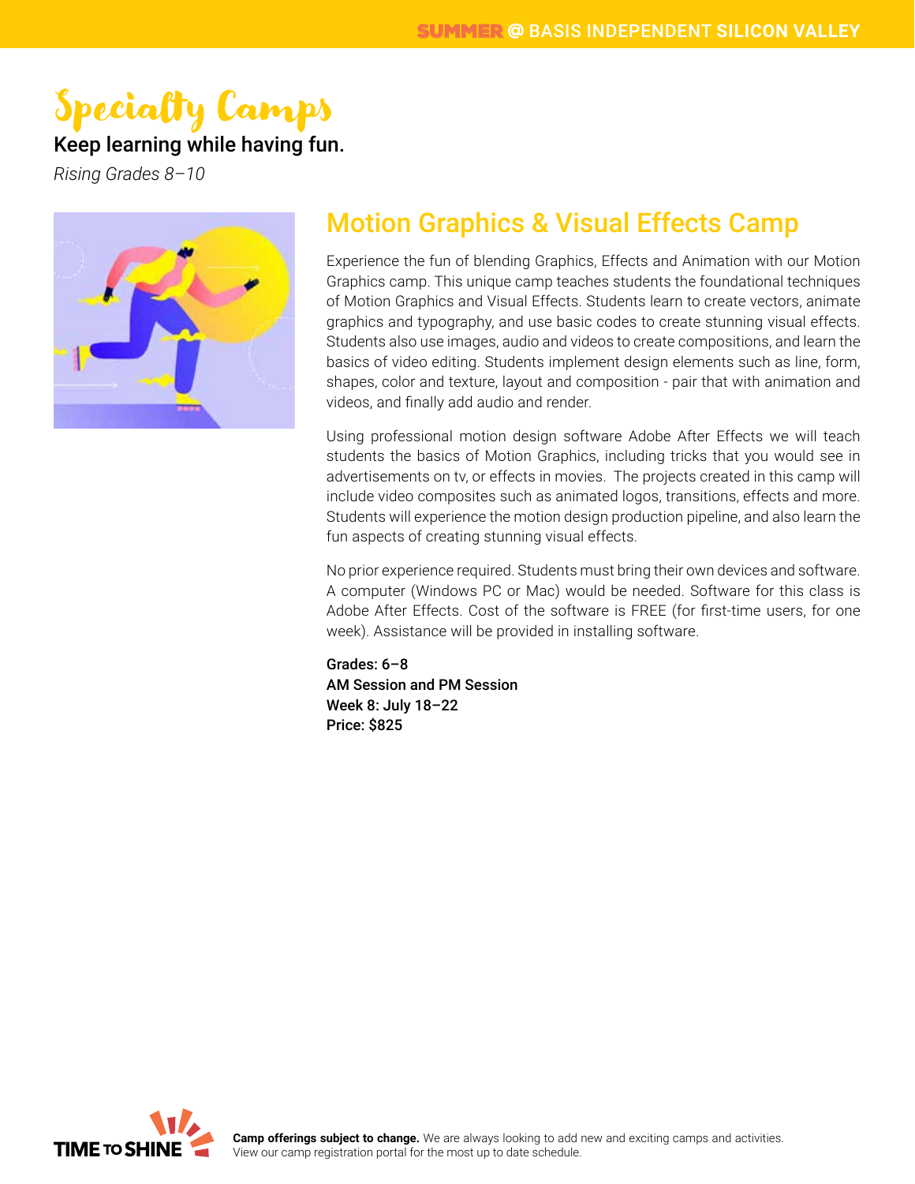# Specialty Camps

**Keep learning while having fun.**

*Rising Grades 8–10*

## Motion Graphics & Visual Effects Camp

Experience the fun of blending Graphics, Effects and Animation with our Motion Graphics camp. This unique camp teaches students the foundational techniques of Motion Graphics and Visual Effects. Students learn to create vectors, animate graphics and typography, and use basic codes to create stunning visual effects. Students also use images, audio and videos to create compositions, and learn the basics of video editing. Students implement design elements such as line, form, shapes, color and texture, layout and composition - pair that with animation and videos, and finally add audio and render.

Using professional motion design software Adobe After Effects we will teach students the basics of Motion Graphics, including tricks that you would see in advertisements on tv, or effects in movies. The projects created in this camp will include video composites such as animated logos, transitions, effects and more. Students will experience the motion design production pipeline, and also learn the fun aspects of creating stunning visual effects.

No prior experience required. Students must bring their own devices and software. A computer (Windows PC or Mac) would be needed. Software for this class is Adobe After Effects. Cost of the software is FREE (for first-time users, for one week). Assistance will be provided in installing software.

**Grades: 6–8**
**AM Session and PM Session**
**Week 8: July 18–22**
**Price: $825**

**Camp offerings subject to change.** We are always looking to add new and exciting camps and activities. View our camp registration portal for the most up to date schedule.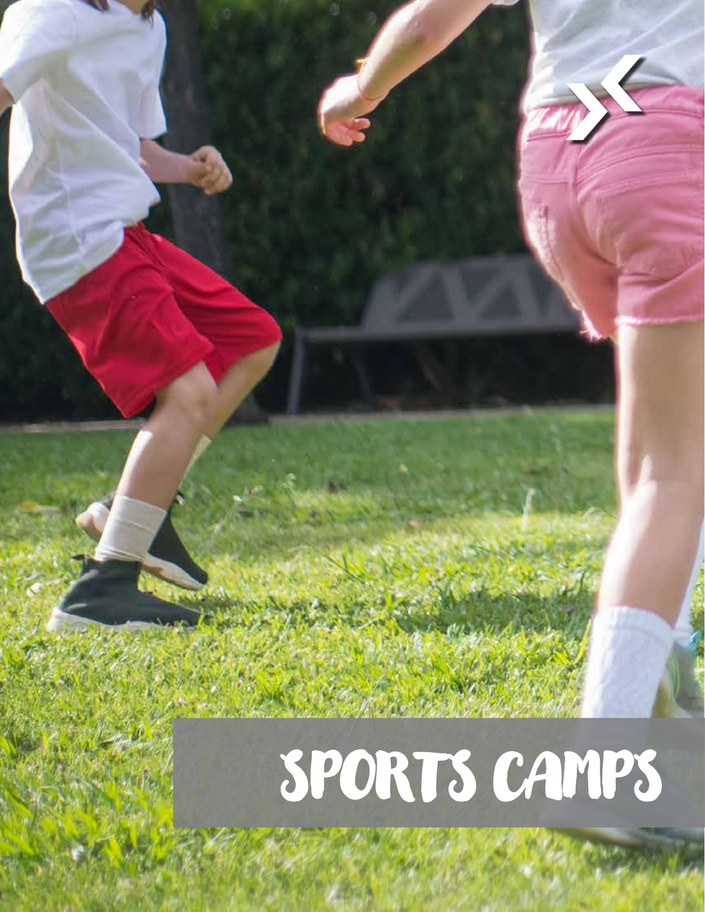# SPORTS CAMPS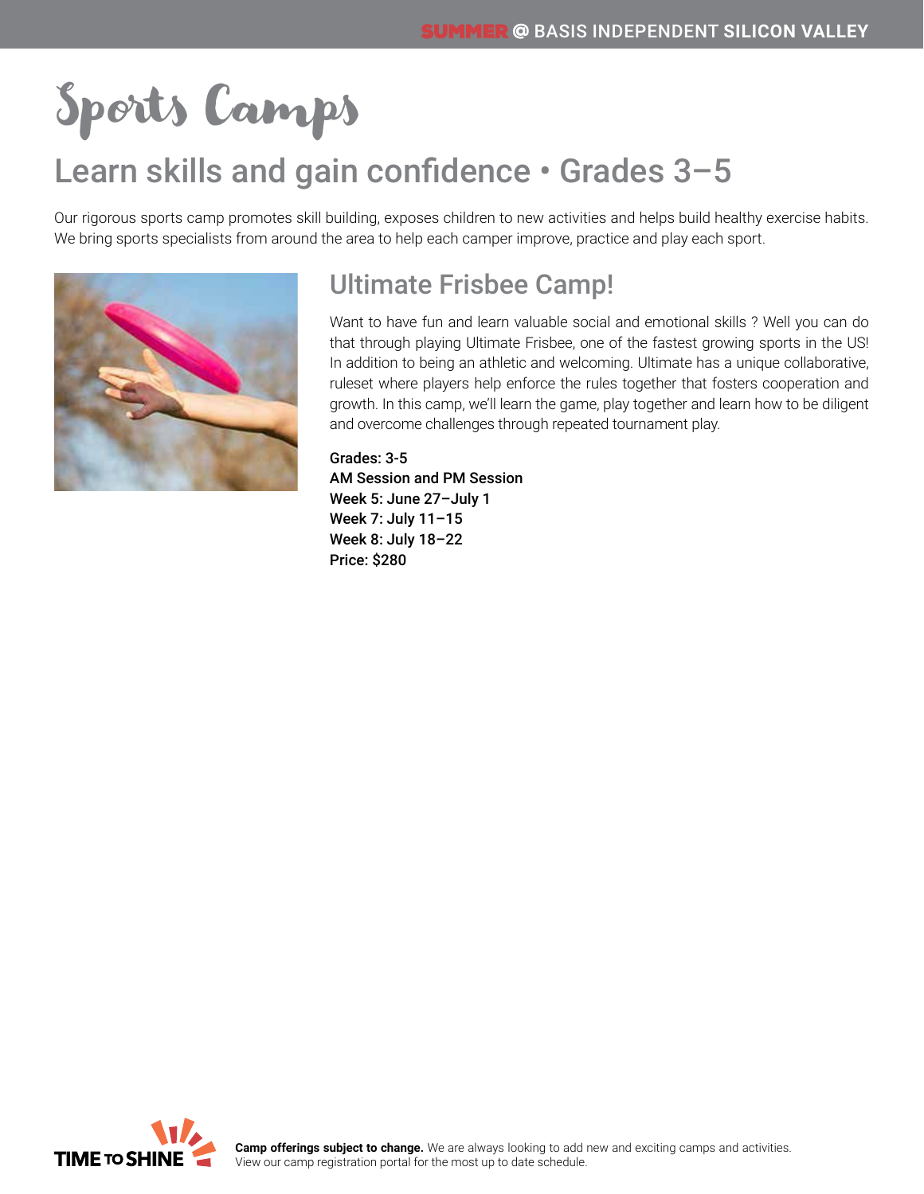# Sports Camps

## Learn skills and gain confidence • Grades 3–5

Our rigorous sports camp promotes skill building, exposes children to new activities and helps build healthy exercise habits. We bring sports specialists from around the area to help each camper improve, practice and play each sport.

### Ultimate Frisbee Camp!

Want to have fun and learn valuable social and emotional skills ? Well you can do that through playing Ultimate Frisbee, one of the fastest growing sports in the US! In addition to being an athletic and welcoming. Ultimate has a unique collaborative, ruleset where players help enforce the rules together that fosters cooperation and growth. In this camp, we'll learn the game, play together and learn how to be diligent and overcome challenges through repeated tournament play.

Grades: 3-5
AM Session and PM Session
Week 5: June 27–July 1
Week 7: July 11–15
Week 8: July 18–22
Price: $280

TIME TO SHINE

**Camp offerings subject to change.** We are always looking to add new and exciting camps and activities. View our camp registration portal for the most up to date schedule.